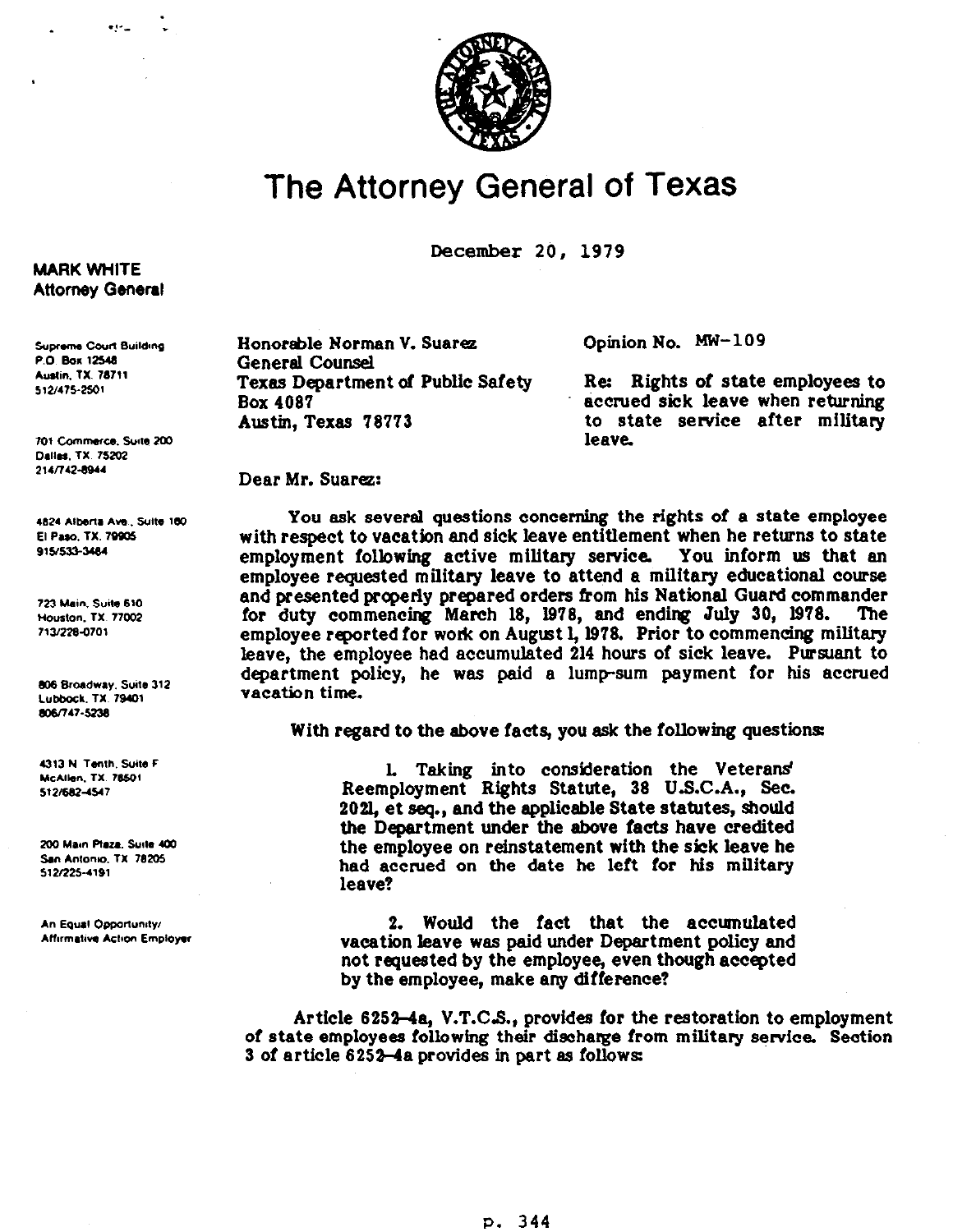# The Attorney General of Texas

December 20, 1979

**MARK WHITE**
**Attorney General**

Supreme Court Building
P.O. Box 12548
Austin, TX. 78711
512/475-2501

701 Commerce, Suite 200
Dallas, TX. 75202
214/742-8944

4824 Alberta Ave., Suite 160
El Paso, TX. 79905
915/533-3484

723 Main, Suite 610
Houston, TX. 77002
713/228-0701

806 Broadway, Suite 312
Lubbock, TX. 79401
806/747-5238

4313 N. Tenth, Suite F
McAllen, TX. 78501
512/682-4547

200 Main Plaza, Suite 400
San Antonio, TX. 78205
512/225-4191

An Equal Opportunity/
Affirmative Action Employer

Honorable Norman V. Suarez
General Counsel
Texas Department of Public Safety
Box 4087
Austin, Texas 78773

Opinion No. MW-109

Re: Rights of state employees to accrued sick leave when returning to state service after military leave.

Dear Mr. Suarez:

You ask several questions concerning the rights of a state employee with respect to vacation and sick leave entitlement when he returns to state employment following active military service. You inform us that an employee requested military leave to attend a military educational course and presented properly prepared orders from his National Guard commander for duty commencing March 18, 1978, and ending July 30, 1978. The employee reported for work on August 1, 1978. Prior to commencing military leave, the employee had accumulated 214 hours of sick leave. Pursuant to department policy, he was paid a lump-sum payment for his accrued vacation time.

With regard to the above facts, you ask the following questions:

> 1. Taking into consideration the Veterans' Reemployment Rights Statute, 38 U.S.C.A., Sec. 2021, et seq., and the applicable State statutes, should the Department under the above facts have credited the employee on reinstatement with the sick leave he had accrued on the date he left for his military leave?
>
> 2. Would the fact that the accumulated vacation leave was paid under Department policy and not requested by the employee, even though accepted by the employee, make any difference?

Article 6252-4a, V.T.C.S., provides for the restoration to employment of state employees following their discharge from military service. Section 3 of article 6252-4a provides in part as follows: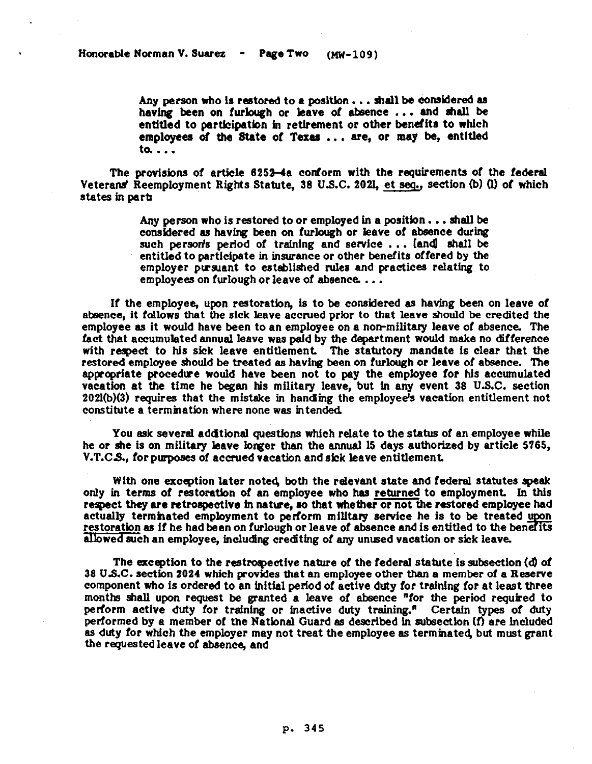> Any person who is restored to a position . . . shall be considered as having been on furlough or leave of absence . . . and shall be entitled to participation in retirement or other benefits to which employees of the State of Texas . . . are, or may be, entitled to. . . .

The provisions of article 6252-4a conform with the requirements of the federal Veterans' Reemployment Rights Statute, 38 U.S.C. 2021, et seq., section (b) (1) of which states in part:

> Any person who is restored to or employed in a position . . . shall be considered as having been on furlough or leave of absence during such person's period of training and service . . . [and] shall be entitled to participate in insurance or other benefits offered by the employer pursuant to established rules and practices relating to employees on furlough or leave of absence. . . .

If the employee, upon restoration, is to be considered as having been on leave of absence, it follows that the sick leave accrued prior to that leave should be credited the employee as it would have been to an employee on a non-military leave of absence. The fact that accumulated annual leave was paid by the department would make no difference with respect to his sick leave entitlement. The statutory mandate is clear that the restored employee should be treated as having been on furlough or leave of absence. The appropriate procedure would have been not to pay the employee for his accumulated vacation at the time he began his military leave, but in any event 38 U.S.C. section 2021(b)(3) requires that the mistake in handling the employee's vacation entitlement not constitute a termination where none was intended.

You ask several additional questions which relate to the status of an employee while he or she is on military leave longer than the annual 15 days authorized by article 5765, V.T.C.S., for purposes of accrued vacation and sick leave entitlement.

With one exception later noted, both the relevant state and federal statutes speak only in terms of restoration of an employee who has returned to employment. In this respect they are retrospective in nature, so that whether or not the restored employee had actually terminated employment to perform military service he is to be treated upon restoration as if he had been on furlough or leave of absence and is entitled to the benefits allowed such an employee, including crediting of any unused vacation or sick leave.

The exception to the restrospective nature of the federal statute is subsection (d) of 38 U.S.C. section 2024 which provides that an employee other than a member of a Reserve component who is ordered to an initial period of active duty for training for at least three months shall upon request be granted a leave of absence "for the period required to perform active duty for training or inactive duty training." Certain types of duty performed by a member of the National Guard as described in subsection (f) are included as duty for which the employer may not treat the employee as terminated, but must grant the requested leave of absence, and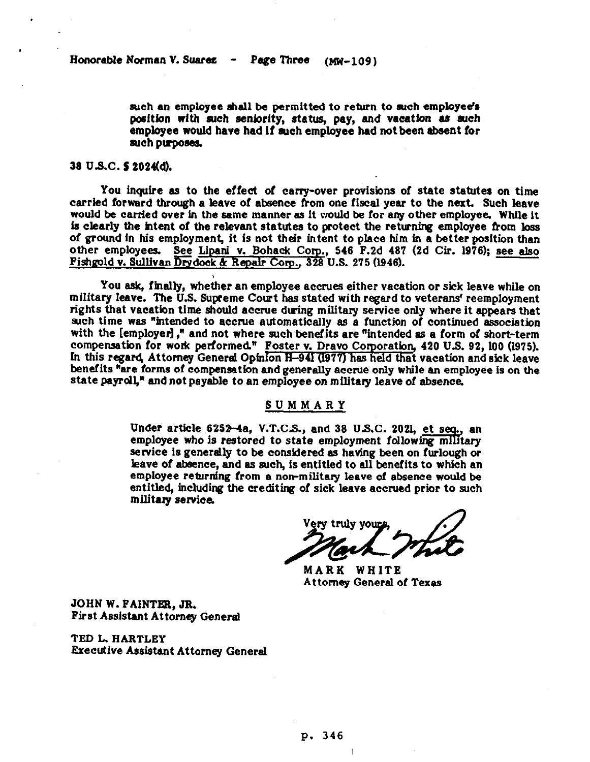> such an employee shall be permitted to return to such employee's position with such seniority, status, pay, and vacation as such employee would have had if such employee had not been absent for such purposes.

38 U.S.C. § 2024(d).

You inquire as to the effect of carry-over provisions of state statutes on time carried forward through a leave of absence from one fiscal year to the next. Such leave would be carried over in the same manner as it would be for any other employee. While it is clearly the intent of the relevant statutes to protect the returning employee from loss of ground in his employment, it is not their intent to place him in a better position than other employees. See Lipani v. Bohack Corp., 546 F.2d 487 (2d Cir. 1976); see also Fishgold v. Sullivan Drydock & Repair Corp., 328 U.S. 275 (1946).

You ask, finally, whether an employee accrues either vacation or sick leave while on military leave. The U.S. Supreme Court has stated with regard to veterans' reemployment rights that vacation time should accrue during military service only where it appears that such time was "intended to accrue automatically as a function of continued association with the [employer]," and not where such benefits are "intended as a form of short-term compensation for work performed." Foster v. Dravo Corporation, 420 U.S. 92, 100 (1975). In this regard, Attorney General Opinion H-941 (1977) has held that vacation and sick leave benefits "are forms of compensation and generally accrue only while an employee is on the state payroll," and not payable to an employee on military leave of absence.

## SUMMARY

> Under article 6252-4a, V.T.C.S., and 38 U.S.C. 2021, et seq., an employee who is restored to state employment following military service is generally to be considered as having been on furlough or leave of absence, and as such, is entitled to all benefits to which an employee returning from a non-military leave of absence would be entitled, including the crediting of sick leave accrued prior to such military service.

Very truly yours,

MARK WHITE
Attorney General of Texas

JOHN W. FAINTER, JR.
First Assistant Attorney General

TED L. HARTLEY
Executive Assistant Attorney General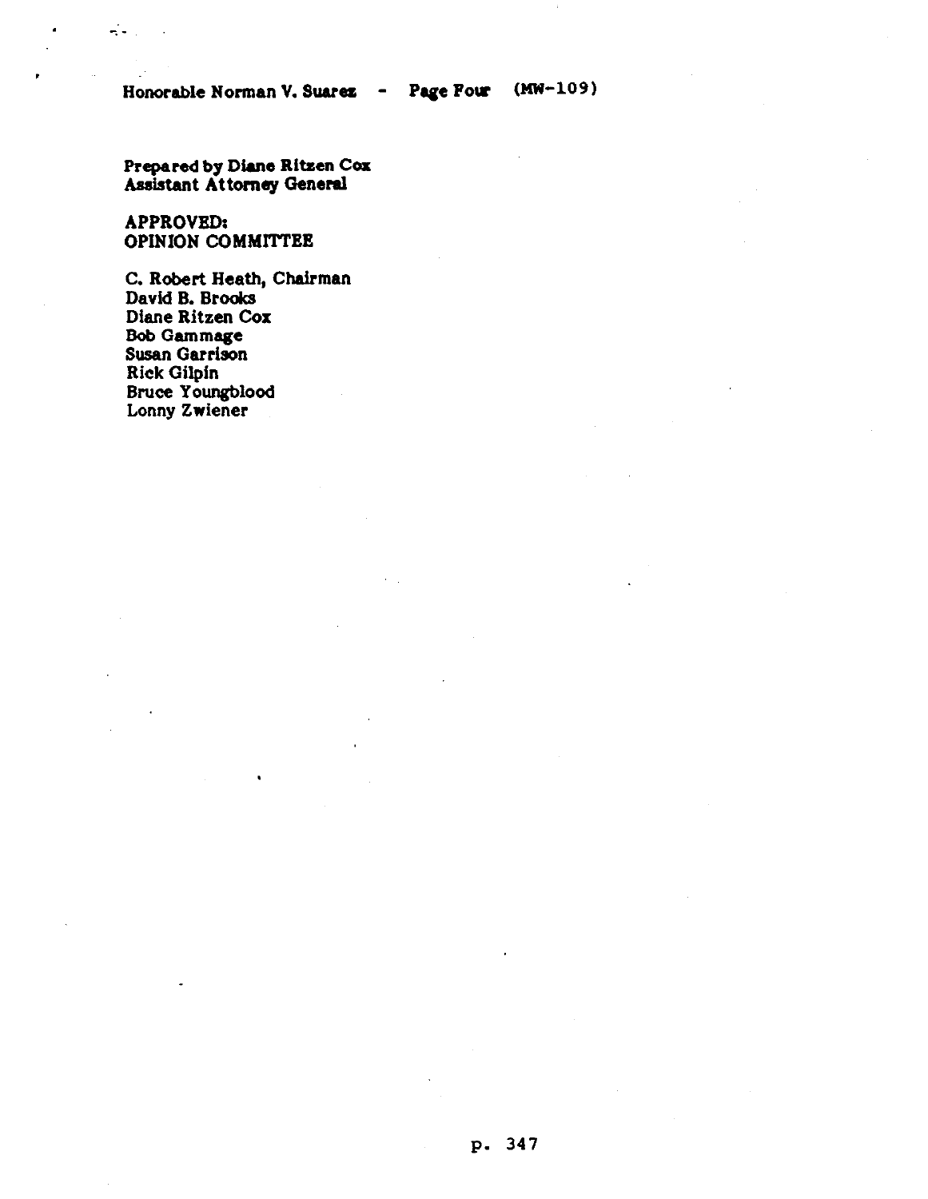Prepared by Diane Ritzen Cox
Assistant Attorney General

APPROVED:
OPINION COMMITTEE

C. Robert Heath, Chairman
David B. Brooks
Diane Ritzen Cox
Bob Gammage
Susan Garrison
Rick Gilpin
Bruce Youngblood
Lonny Zwiener